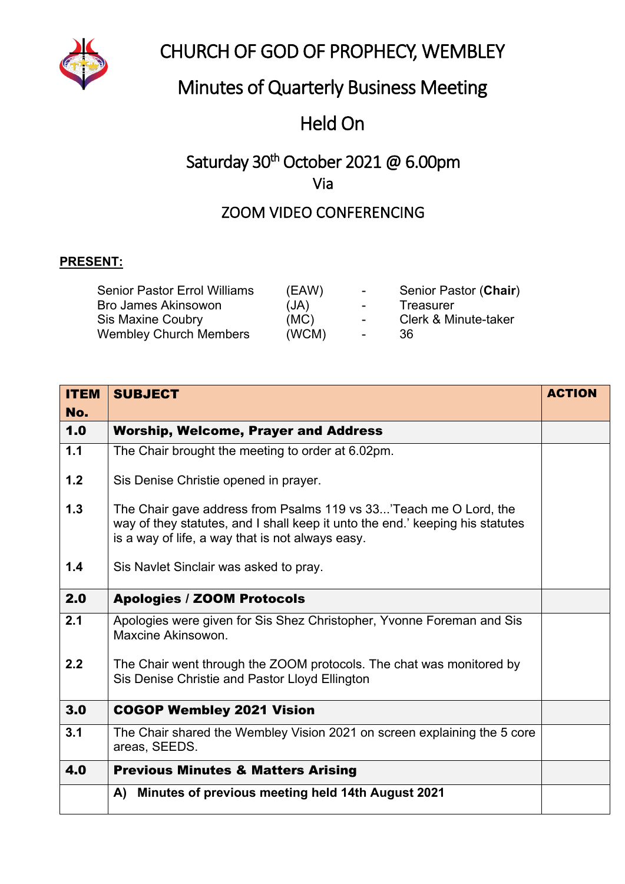# CHURCH OF GOD OF PROPHECY, WEMBLEY

## Minutes of Quarterly Business Meeting

## Held On

## Saturday 30th October 2021 @ 6.00pm

Via

ZOOM VIDEO CONFERENCING

**PRESENT:**

| | | | |
|---|---|---|---|
| Senior Pastor Errol Williams | (EAW) | - | Senior Pastor (**Chair**) |
| Bro James Akinsowon | (JA) | - | Treasurer |
| Sis Maxine Coubry | (MC) | - | Clerk & Minute-taker |
| Wembley Church Members | (WCM) | - | 36 |

| ITEM No. | SUBJECT | ACTION |
|---|---|---|
| **1.0** | **Worship, Welcome, Prayer and Address** | |
| **1.1** | The Chair brought the meeting to order at 6.02pm. | |
| **1.2** | Sis Denise Christie opened in prayer. | |
| **1.3** | The Chair gave address from Psalms 119 vs 33...'Teach me O Lord, the way of they statutes, and I shall keep it unto the end.' keeping his statutes is a way of life, a way that is not always easy. | |
| **1.4** | Sis Navlet Sinclair was asked to pray. | |
| **2.0** | **Apologies / ZOOM Protocols** | |
| **2.1** | Apologies were given for Sis Shez Christopher, Yvonne Foreman and Sis Maxcine Akinsowon. | |
| **2.2** | The Chair went through the ZOOM protocols. The chat was monitored by Sis Denise Christie and Pastor Lloyd Ellington | |
| **3.0** | **COGOP Wembley 2021 Vision** | |
| **3.1** | The Chair shared the Wembley Vision 2021 on screen explaining the 5 core areas, SEEDS. | |
| **4.0** | **Previous Minutes & Matters Arising** | |
| | **A) Minutes of previous meeting held 14th August 2021** | |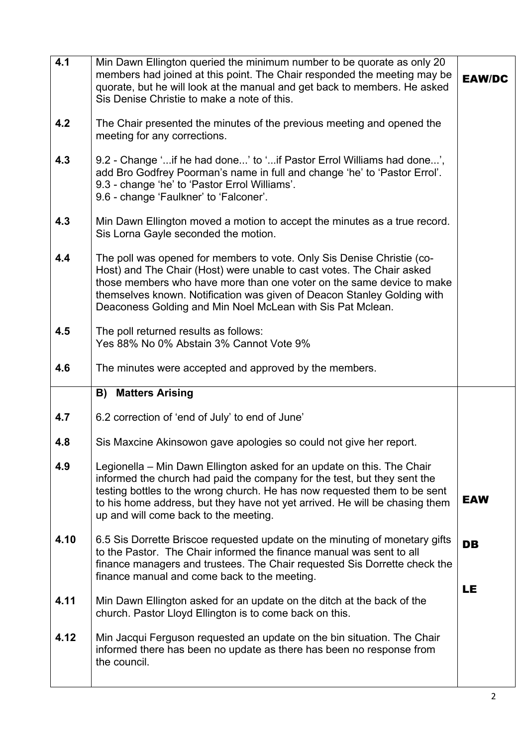| | | |
|---|---|---|
| 4.1 | Min Dawn Ellington queried the minimum number to be quorate as only 20 members had joined at this point. The Chair responded the meeting may be quorate, but he will look at the manual and get back to members. He asked Sis Denise Christie to make a note of this. | **EAW/DC** |
| 4.2 | The Chair presented the minutes of the previous meeting and opened the meeting for any corrections. | |
| 4.3 | 9.2 - Change '...if he had done...' to '...if Pastor Errol Williams had done...', add Bro Godfrey Poorman's name in full and change 'he' to 'Pastor Errol'.<br>9.3 - change 'he' to 'Pastor Errol Williams'.<br>9.6 - change 'Faulkner' to 'Falconer'. | |
| 4.3 | Min Dawn Ellington moved a motion to accept the minutes as a true record. Sis Lorna Gayle seconded the motion. | |
| 4.4 | The poll was opened for members to vote. Only Sis Denise Christie (co-Host) and The Chair (Host) were unable to cast votes. The Chair asked those members who have more than one voter on the same device to make themselves known. Notification was given of Deacon Stanley Golding with Deaconess Golding and Min Noel McLean with Sis Pat Mclean. | |
| 4.5 | The poll returned results as follows:<br>Yes 88% No 0% Abstain 3% Cannot Vote 9% | |
| 4.6 | The minutes were accepted and approved by the members. | |
| | **B) Matters Arising** | |
| 4.7 | 6.2 correction of 'end of July' to end of June' | |
| 4.8 | Sis Maxcine Akinsowon gave apologies so could not give her report. | |
| 4.9 | Legionella – Min Dawn Ellington asked for an update on this. The Chair informed the church had paid the company for the test, but they sent the testing bottles to the wrong church. He has now requested them to be sent to his home address, but they have not yet arrived. He will be chasing them up and will come back to the meeting. | **EAW** |
| 4.10 | 6.5 Sis Dorrette Briscoe requested update on the minuting of monetary gifts to the Pastor. The Chair informed the finance manual was sent to all finance managers and trustees. The Chair requested Sis Dorrette check the finance manual and come back to the meeting. | **DB** |
| 4.11 | Min Dawn Ellington asked for an update on the ditch at the back of the church. Pastor Lloyd Ellington is to come back on this. | **LE** |
| 4.12 | Min Jacqui Ferguson requested an update on the bin situation. The Chair informed there has been no update as there has been no response from the council. | |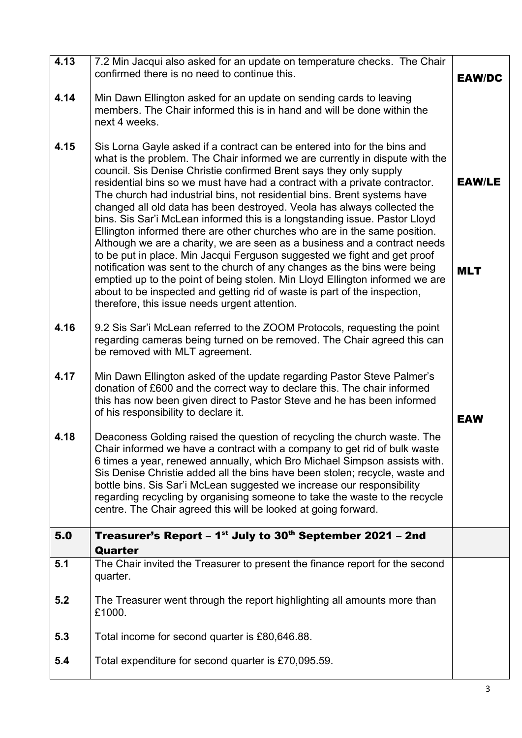| | | |
|---|---|---|
| **4.13** | 7.2 Min Jacqui also asked for an update on temperature checks. The Chair confirmed there is no need to continue this. | **EAW/DC** |
| **4.14** | Min Dawn Ellington asked for an update on sending cards to leaving members. The Chair informed this is in hand and will be done within the next 4 weeks. | |
| **4.15** | Sis Lorna Gayle asked if a contract can be entered into for the bins and what is the problem. The Chair informed we are currently in dispute with the council. Sis Denise Christie confirmed Brent says they only supply residential bins so we must have had a contract with a private contractor. The church had industrial bins, not residential bins. Brent systems have changed all old data has been destroyed. Veola has always collected the bins. Sis Sar'i McLean informed this is a longstanding issue. Pastor Lloyd Ellington informed there are other churches who are in the same position. Although we are a charity, we are seen as a business and a contract needs to be put in place. Min Jacqui Ferguson suggested we fight and get proof notification was sent to the church of any changes as the bins were being emptied up to the point of being stolen. Min Lloyd Ellington informed we are about to be inspected and getting rid of waste is part of the inspection, therefore, this issue needs urgent attention. | **EAW/LE**<br><br>**MLT** |
| **4.16** | 9.2 Sis Sar'i McLean referred to the ZOOM Protocols, requesting the point regarding cameras being turned on be removed. The Chair agreed this can be removed with MLT agreement. | |
| **4.17** | Min Dawn Ellington asked of the update regarding Pastor Steve Palmer's donation of £600 and the correct way to declare this. The chair informed this has now been given direct to Pastor Steve and he has been informed of his responsibility to declare it. | **EAW** |
| **4.18** | Deaconess Golding raised the question of recycling the church waste. The Chair informed we have a contract with a company to get rid of bulk waste 6 times a year, renewed annually, which Bro Michael Simpson assists with. Sis Denise Christie added all the bins have been stolen; recycle, waste and bottle bins. Sis Sar'i McLean suggested we increase our responsibility regarding recycling by organising someone to take the waste to the recycle centre. The Chair agreed this will be looked at going forward. | |
| **5.0** | **Treasurer's Report – 1st July to 30th September 2021 – 2nd Quarter** | |
| **5.1** | The Chair invited the Treasurer to present the finance report for the second quarter. | |
| **5.2** | The Treasurer went through the report highlighting all amounts more than £1000. | |
| **5.3** | Total income for second quarter is £80,646.88. | |
| **5.4** | Total expenditure for second quarter is £70,095.59. | |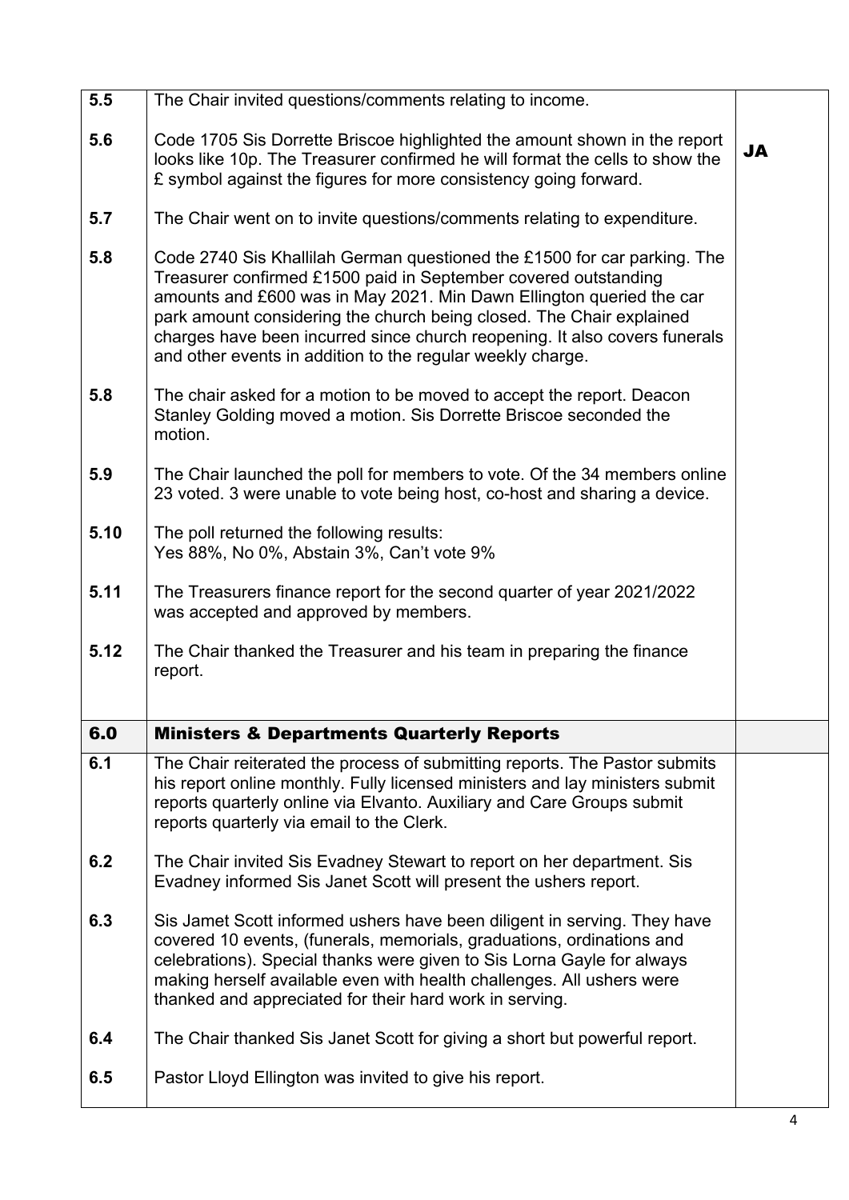| | | |
|---|---|---|
| 5.5 | The Chair invited questions/comments relating to income. | |
| 5.6 | Code 1705 Sis Dorrette Briscoe highlighted the amount shown in the report looks like 10p. The Treasurer confirmed he will format the cells to show the £ symbol against the figures for more consistency going forward. | **JA** |
| 5.7 | The Chair went on to invite questions/comments relating to expenditure. | |
| 5.8 | Code 2740 Sis Khallilah German questioned the £1500 for car parking. The Treasurer confirmed £1500 paid in September covered outstanding amounts and £600 was in May 2021. Min Dawn Ellington queried the car park amount considering the church being closed. The Chair explained charges have been incurred since church reopening. It also covers funerals and other events in addition to the regular weekly charge. | |
| 5.8 | The chair asked for a motion to be moved to accept the report. Deacon Stanley Golding moved a motion. Sis Dorrette Briscoe seconded the motion. | |
| 5.9 | The Chair launched the poll for members to vote. Of the 34 members online 23 voted. 3 were unable to vote being host, co-host and sharing a device. | |
| 5.10 | The poll returned the following results:<br>Yes 88%, No 0%, Abstain 3%, Can't vote 9% | |
| 5.11 | The Treasurers finance report for the second quarter of year 2021/2022 was accepted and approved by members. | |
| 5.12 | The Chair thanked the Treasurer and his team in preparing the finance report. | |
| **6.0** | **Ministers & Departments Quarterly Reports** | |
| 6.1 | The Chair reiterated the process of submitting reports. The Pastor submits his report online monthly. Fully licensed ministers and lay ministers submit reports quarterly online via Elvanto. Auxiliary and Care Groups submit reports quarterly via email to the Clerk. | |
| 6.2 | The Chair invited Sis Evadney Stewart to report on her department. Sis Evadney informed Sis Janet Scott will present the ushers report. | |
| 6.3 | Sis Jamet Scott informed ushers have been diligent in serving. They have covered 10 events, (funerals, memorials, graduations, ordinations and celebrations). Special thanks were given to Sis Lorna Gayle for always making herself available even with health challenges. All ushers were thanked and appreciated for their hard work in serving. | |
| 6.4 | The Chair thanked Sis Janet Scott for giving a short but powerful report. | |
| 6.5 | Pastor Lloyd Ellington was invited to give his report. | |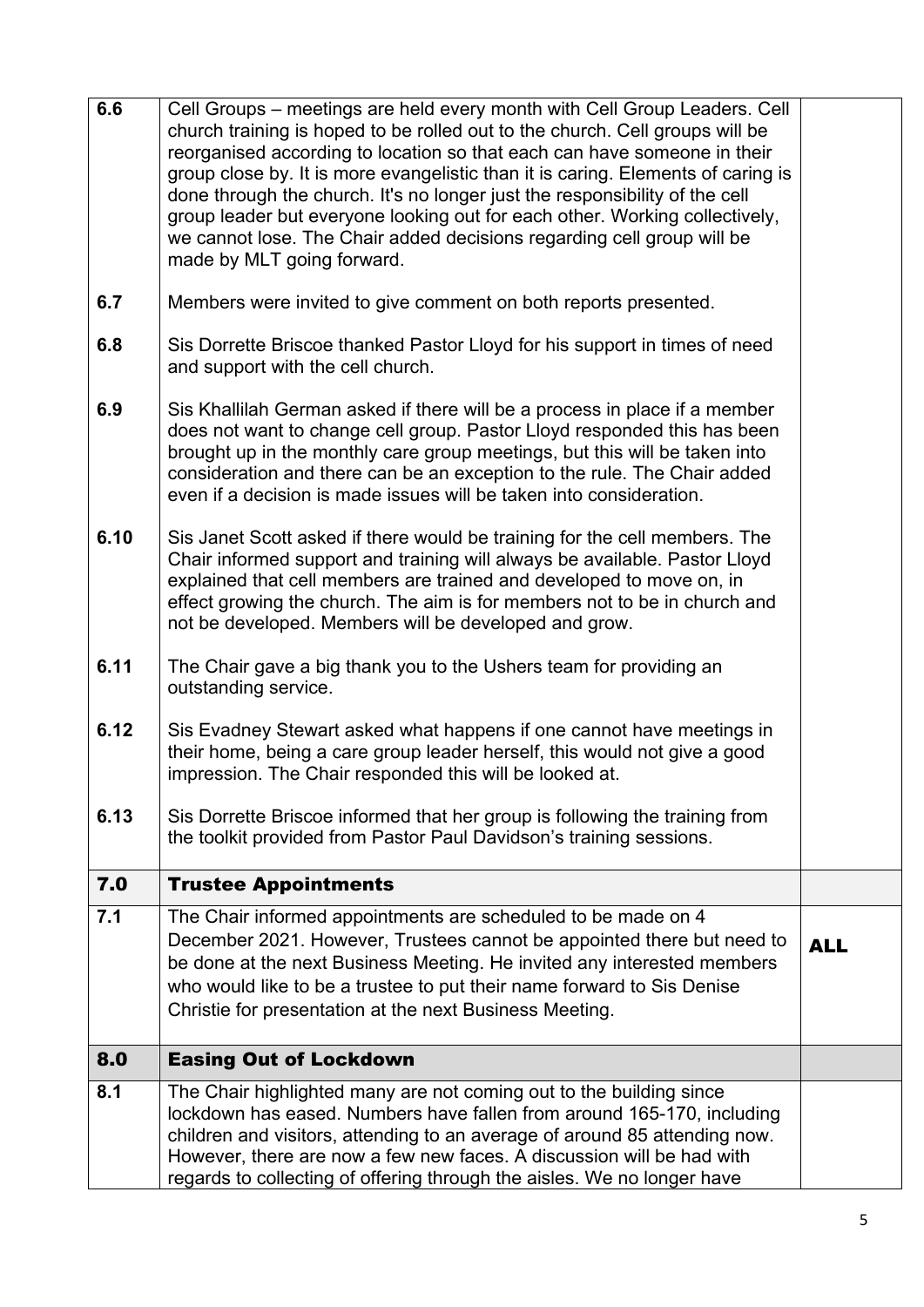| | | |
|---|---|---|
| **6.6** | Cell Groups – meetings are held every month with Cell Group Leaders. Cell church training is hoped to be rolled out to the church. Cell groups will be reorganised according to location so that each can have someone in their group close by. It is more evangelistic than it is caring. Elements of caring is done through the church. It's no longer just the responsibility of the cell group leader but everyone looking out for each other. Working collectively, we cannot lose. The Chair added decisions regarding cell group will be made by MLT going forward. | |
| **6.7** | Members were invited to give comment on both reports presented. | |
| **6.8** | Sis Dorrette Briscoe thanked Pastor Lloyd for his support in times of need and support with the cell church. | |
| **6.9** | Sis Khallilah German asked if there will be a process in place if a member does not want to change cell group. Pastor Lloyd responded this has been brought up in the monthly care group meetings, but this will be taken into consideration and there can be an exception to the rule. The Chair added even if a decision is made issues will be taken into consideration. | |
| **6.10** | Sis Janet Scott asked if there would be training for the cell members. The Chair informed support and training will always be available. Pastor Lloyd explained that cell members are trained and developed to move on, in effect growing the church. The aim is for members not to be in church and not be developed. Members will be developed and grow. | |
| **6.11** | The Chair gave a big thank you to the Ushers team for providing an outstanding service. | |
| **6.12** | Sis Evadney Stewart asked what happens if one cannot have meetings in their home, being a care group leader herself, this would not give a good impression. The Chair responded this will be looked at. | |
| **6.13** | Sis Dorrette Briscoe informed that her group is following the training from the toolkit provided from Pastor Paul Davidson's training sessions. | |
| **7.0** | **Trustee Appointments** | |
| **7.1** | The Chair informed appointments are scheduled to be made on 4 December 2021. However, Trustees cannot be appointed there but need to be done at the next Business Meeting. He invited any interested members who would like to be a trustee to put their name forward to Sis Denise Christie for presentation at the next Business Meeting. | **ALL** |
| **8.0** | **Easing Out of Lockdown** | |
| **8.1** | The Chair highlighted many are not coming out to the building since lockdown has eased. Numbers have fallen from around 165-170, including children and visitors, attending to an average of around 85 attending now. However, there are now a few new faces. A discussion will be had with regards to collecting of offering through the aisles. We no longer have | |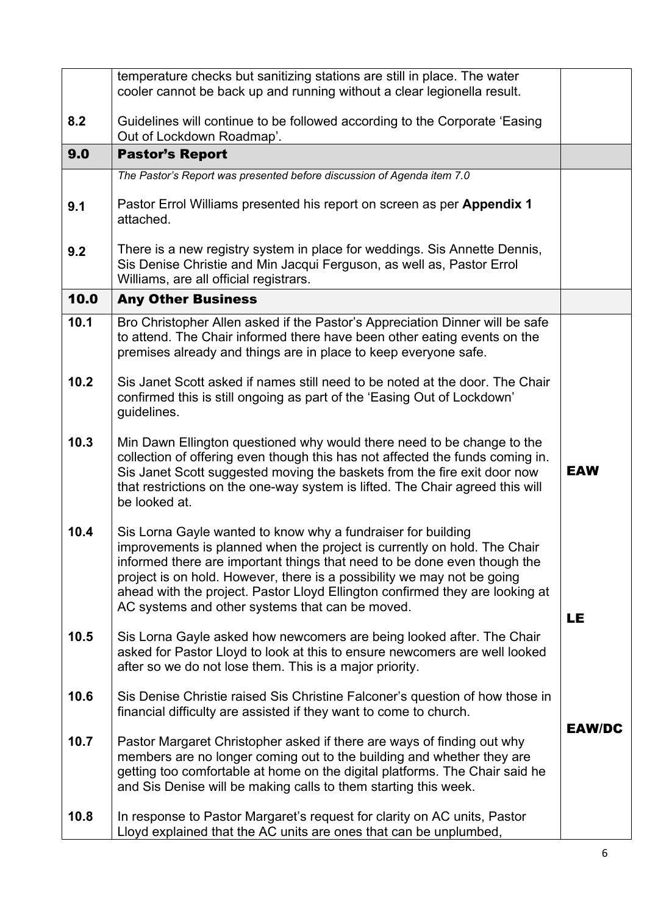| | | |
|---|---|---|
| | temperature checks but sanitizing stations are still in place. The water cooler cannot be back up and running without a clear legionella result. | |
| 8.2 | Guidelines will continue to be followed according to the Corporate 'Easing Out of Lockdown Roadmap'. | |
| **9.0** | **Pastor's Report** | |
| | *The Pastor's Report was presented before discussion of Agenda item 7.0* | |
| 9.1 | Pastor Errol Williams presented his report on screen as per **Appendix 1** attached. | |
| 9.2 | There is a new registry system in place for weddings. Sis Annette Dennis, Sis Denise Christie and Min Jacqui Ferguson, as well as, Pastor Errol Williams, are all official registrars. | |
| **10.0** | **Any Other Business** | |
| 10.1 | Bro Christopher Allen asked if the Pastor's Appreciation Dinner will be safe to attend. The Chair informed there have been other eating events on the premises already and things are in place to keep everyone safe. | |
| 10.2 | Sis Janet Scott asked if names still need to be noted at the door. The Chair confirmed this is still ongoing as part of the 'Easing Out of Lockdown' guidelines. | |
| 10.3 | Min Dawn Ellington questioned why would there need to be change to the collection of offering even though this has not affected the funds coming in. Sis Janet Scott suggested moving the baskets from the fire exit door now that restrictions on the one-way system is lifted. The Chair agreed this will be looked at. | **EAW** |
| 10.4 | Sis Lorna Gayle wanted to know why a fundraiser for building improvements is planned when the project is currently on hold. The Chair informed there are important things that need to be done even though the project is on hold. However, there is a possibility we may not be going ahead with the project. Pastor Lloyd Ellington confirmed they are looking at AC systems and other systems that can be moved. | |
| 10.5 | Sis Lorna Gayle asked how newcomers are being looked after. The Chair asked for Pastor Lloyd to look at this to ensure newcomers are well looked after so we do not lose them. This is a major priority. | **LE** |
| 10.6 | Sis Denise Christie raised Sis Christine Falconer's question of how those in financial difficulty are assisted if they want to come to church. | |
| 10.7 | Pastor Margaret Christopher asked if there are ways of finding out why members are no longer coming out to the building and whether they are getting too comfortable at home on the digital platforms. The Chair said he and Sis Denise will be making calls to them starting this week. | **EAW/DC** |
| 10.8 | In response to Pastor Margaret's request for clarity on AC units, Pastor Lloyd explained that the AC units are ones that can be unplumbed, | |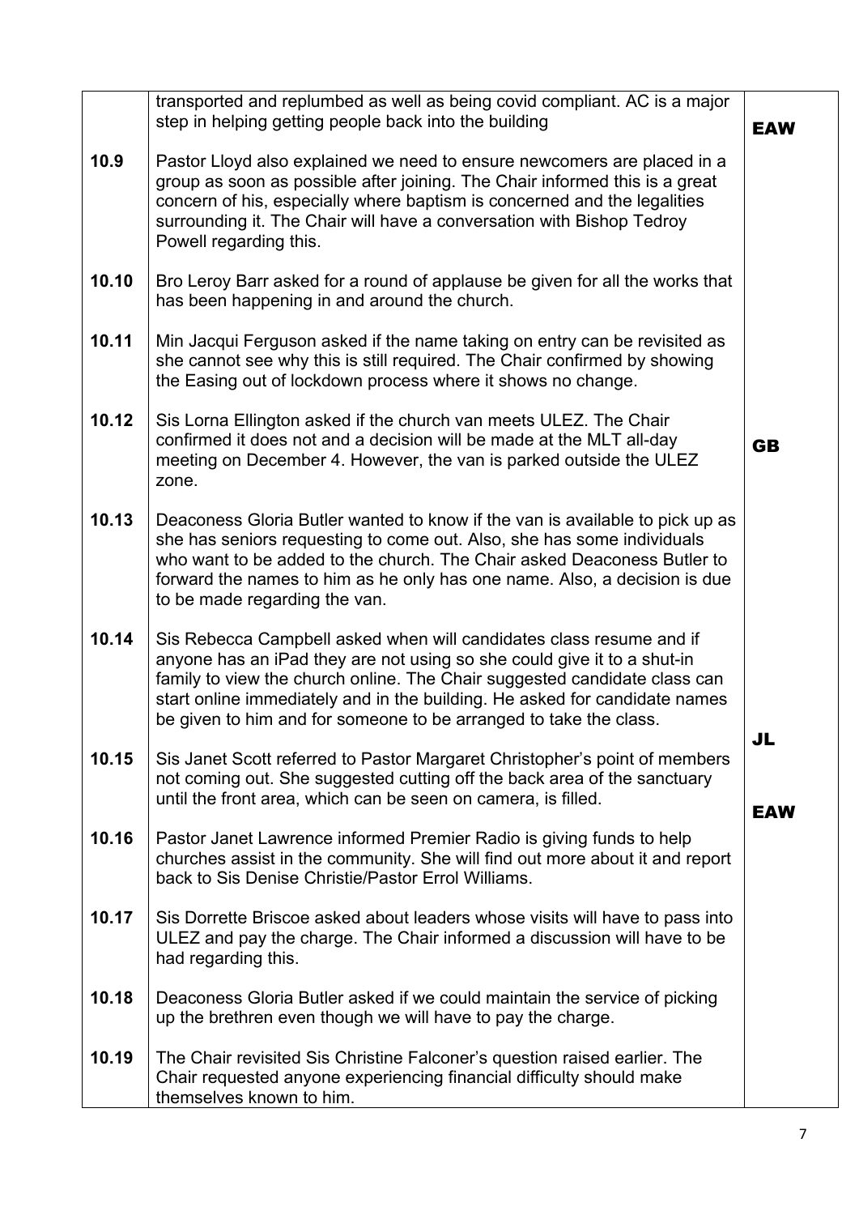| | | |
|---|---|---|
| | transported and replumbed as well as being covid compliant. AC is a major step in helping getting people back into the building | **EAW** |
| **10.9** | Pastor Lloyd also explained we need to ensure newcomers are placed in a group as soon as possible after joining. The Chair informed this is a great concern of his, especially where baptism is concerned and the legalities surrounding it. The Chair will have a conversation with Bishop Tedroy Powell regarding this. | |
| **10.10** | Bro Leroy Barr asked for a round of applause be given for all the works that has been happening in and around the church. | |
| **10.11** | Min Jacqui Ferguson asked if the name taking on entry can be revisited as she cannot see why this is still required. The Chair confirmed by showing the Easing out of lockdown process where it shows no change. | |
| **10.12** | Sis Lorna Ellington asked if the church van meets ULEZ. The Chair confirmed it does not and a decision will be made at the MLT all-day meeting on December 4. However, the van is parked outside the ULEZ zone. | **GB** |
| **10.13** | Deaconess Gloria Butler wanted to know if the van is available to pick up as she has seniors requesting to come out. Also, she has some individuals who want to be added to the church. The Chair asked Deaconess Butler to forward the names to him as he only has one name. Also, a decision is due to be made regarding the van. | |
| **10.14** | Sis Rebecca Campbell asked when will candidates class resume and if anyone has an iPad they are not using so she could give it to a shut-in family to view the church online. The Chair suggested candidate class can start online immediately and in the building. He asked for candidate names be given to him and for someone to be arranged to take the class. | **JL** |
| **10.15** | Sis Janet Scott referred to Pastor Margaret Christopher's point of members not coming out. She suggested cutting off the back area of the sanctuary until the front area, which can be seen on camera, is filled. | **EAW** |
| **10.16** | Pastor Janet Lawrence informed Premier Radio is giving funds to help churches assist in the community. She will find out more about it and report back to Sis Denise Christie/Pastor Errol Williams. | |
| **10.17** | Sis Dorrette Briscoe asked about leaders whose visits will have to pass into ULEZ and pay the charge. The Chair informed a discussion will have to be had regarding this. | |
| **10.18** | Deaconess Gloria Butler asked if we could maintain the service of picking up the brethren even though we will have to pay the charge. | |
| **10.19** | The Chair revisited Sis Christine Falconer's question raised earlier. The Chair requested anyone experiencing financial difficulty should make themselves known to him. | |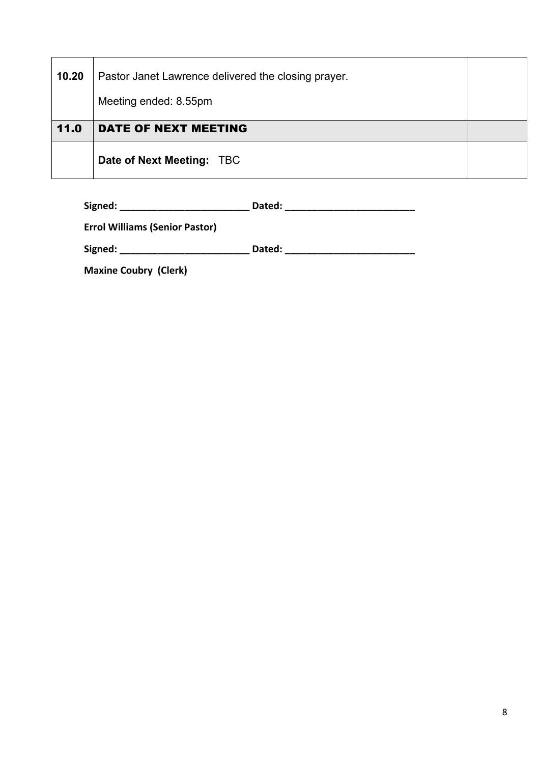| | | |
|---|---|---|
| **10.20** | Pastor Janet Lawrence delivered the closing prayer.<br><br>Meeting ended: 8.55pm | |
| **11.0** | **DATE OF NEXT MEETING** | |
| | **Date of Next Meeting:** TBC | |

**Signed: _________________________ Dated: _________________________**

**Errol Williams (Senior Pastor)**

**Signed: _________________________ Dated: _________________________**

**Maxine Coubry (Clerk)**